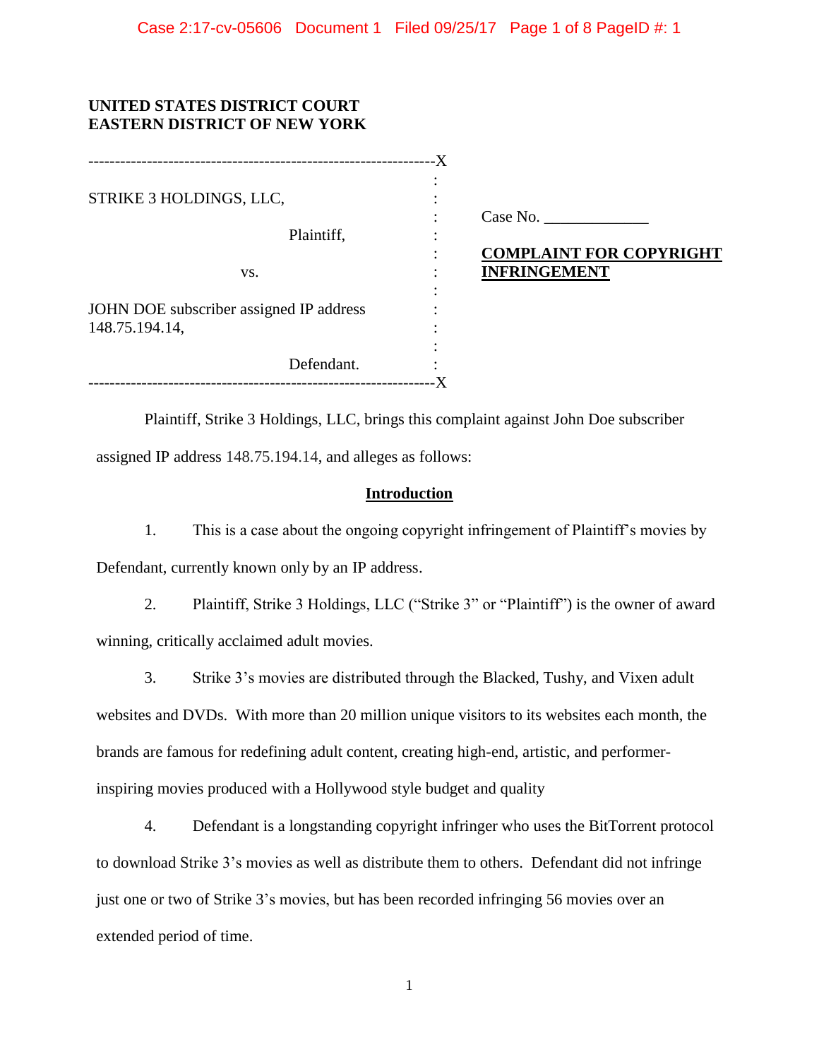**UNITED STATES DISTRICT COURT**
**EASTERN DISTRICT OF NEW YORK**

| | |
|---|---|
| STRIKE 3 HOLDINGS, LLC, Plaintiff, vs. JOHN DOE subscriber assigned IP address 148.75.194.14, Defendant. | Case No. _____________ **COMPLAINT FOR COPYRIGHT INFRINGEMENT** |

Plaintiff, Strike 3 Holdings, LLC, brings this complaint against John Doe subscriber assigned IP address 148.75.194.14, and alleges as follows:

## Introduction

1. This is a case about the ongoing copyright infringement of Plaintiff's movies by Defendant, currently known only by an IP address.

2. Plaintiff, Strike 3 Holdings, LLC ("Strike 3" or "Plaintiff") is the owner of award winning, critically acclaimed adult movies.

3. Strike 3's movies are distributed through the Blacked, Tushy, and Vixen adult websites and DVDs. With more than 20 million unique visitors to its websites each month, the brands are famous for redefining adult content, creating high-end, artistic, and performer-inspiring movies produced with a Hollywood style budget and quality

4. Defendant is a longstanding copyright infringer who uses the BitTorrent protocol to download Strike 3's movies as well as distribute them to others. Defendant did not infringe just one or two of Strike 3's movies, but has been recorded infringing 56 movies over an extended period of time.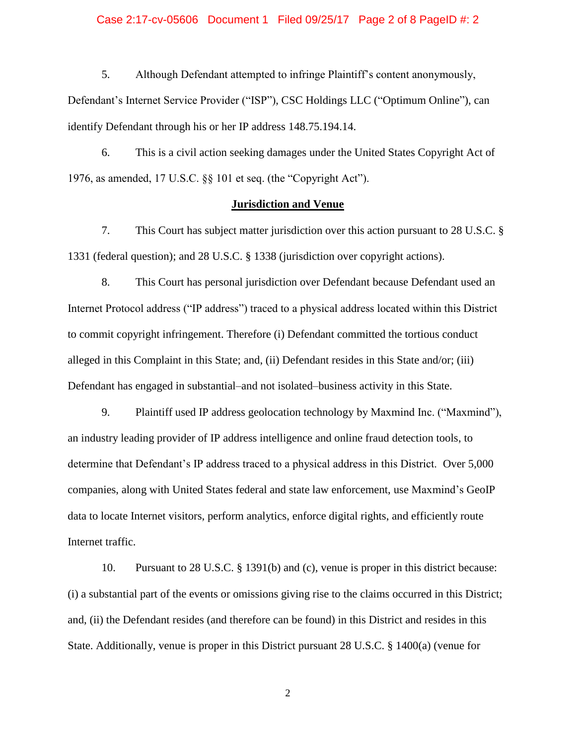5. Although Defendant attempted to infringe Plaintiff's content anonymously, Defendant's Internet Service Provider ("ISP"), CSC Holdings LLC ("Optimum Online"), can identify Defendant through his or her IP address 148.75.194.14.

6. This is a civil action seeking damages under the United States Copyright Act of 1976, as amended, 17 U.S.C. §§ 101 et seq. (the "Copyright Act").

## Jurisdiction and Venue

7. This Court has subject matter jurisdiction over this action pursuant to 28 U.S.C. § 1331 (federal question); and 28 U.S.C. § 1338 (jurisdiction over copyright actions).

8. This Court has personal jurisdiction over Defendant because Defendant used an Internet Protocol address ("IP address") traced to a physical address located within this District to commit copyright infringement. Therefore (i) Defendant committed the tortious conduct alleged in this Complaint in this State; and, (ii) Defendant resides in this State and/or; (iii) Defendant has engaged in substantial–and not isolated–business activity in this State.

9. Plaintiff used IP address geolocation technology by Maxmind Inc. ("Maxmind"), an industry leading provider of IP address intelligence and online fraud detection tools, to determine that Defendant's IP address traced to a physical address in this District. Over 5,000 companies, along with United States federal and state law enforcement, use Maxmind's GeoIP data to locate Internet visitors, perform analytics, enforce digital rights, and efficiently route Internet traffic.

10. Pursuant to 28 U.S.C. § 1391(b) and (c), venue is proper in this district because: (i) a substantial part of the events or omissions giving rise to the claims occurred in this District; and, (ii) the Defendant resides (and therefore can be found) in this District and resides in this State. Additionally, venue is proper in this District pursuant 28 U.S.C. § 1400(a) (venue for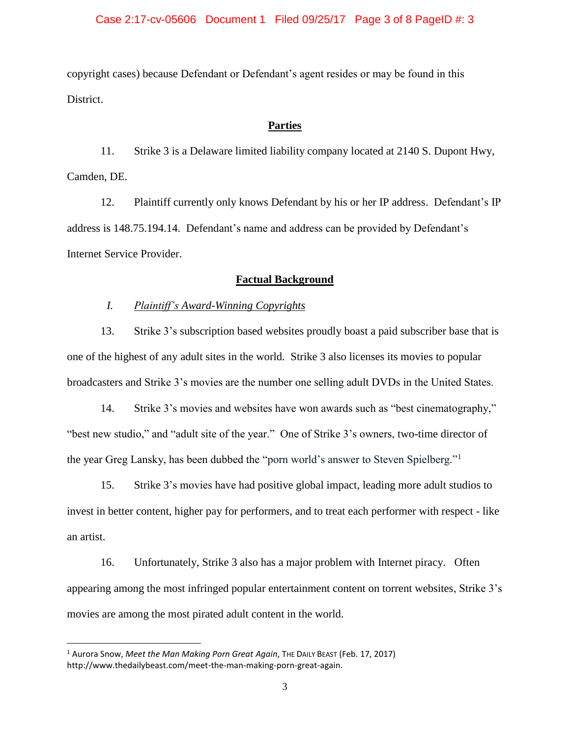copyright cases) because Defendant or Defendant's agent resides or may be found in this District.

**Parties**

11. Strike 3 is a Delaware limited liability company located at 2140 S. Dupont Hwy, Camden, DE.

12. Plaintiff currently only knows Defendant by his or her IP address. Defendant's IP address is 148.75.194.14. Defendant's name and address can be provided by Defendant's Internet Service Provider.

**Factual Background**

*I. Plaintiff's Award-Winning Copyrights*

13. Strike 3's subscription based websites proudly boast a paid subscriber base that is one of the highest of any adult sites in the world. Strike 3 also licenses its movies to popular broadcasters and Strike 3's movies are the number one selling adult DVDs in the United States.

14. Strike 3's movies and websites have won awards such as "best cinematography," "best new studio," and "adult site of the year." One of Strike 3's owners, two-time director of the year Greg Lansky, has been dubbed the "porn world's answer to Steven Spielberg."[1]

15. Strike 3's movies have had positive global impact, leading more adult studios to invest in better content, higher pay for performers, and to treat each performer with respect - like an artist.

16. Unfortunately, Strike 3 also has a major problem with Internet piracy. Often appearing among the most infringed popular entertainment content on torrent websites, Strike 3's movies are among the most pirated adult content in the world.

---

[1] Aurora Snow, *Meet the Man Making Porn Great Again*, THE DAILY BEAST (Feb. 17, 2017) http://www.thedailybeast.com/meet-the-man-making-porn-great-again.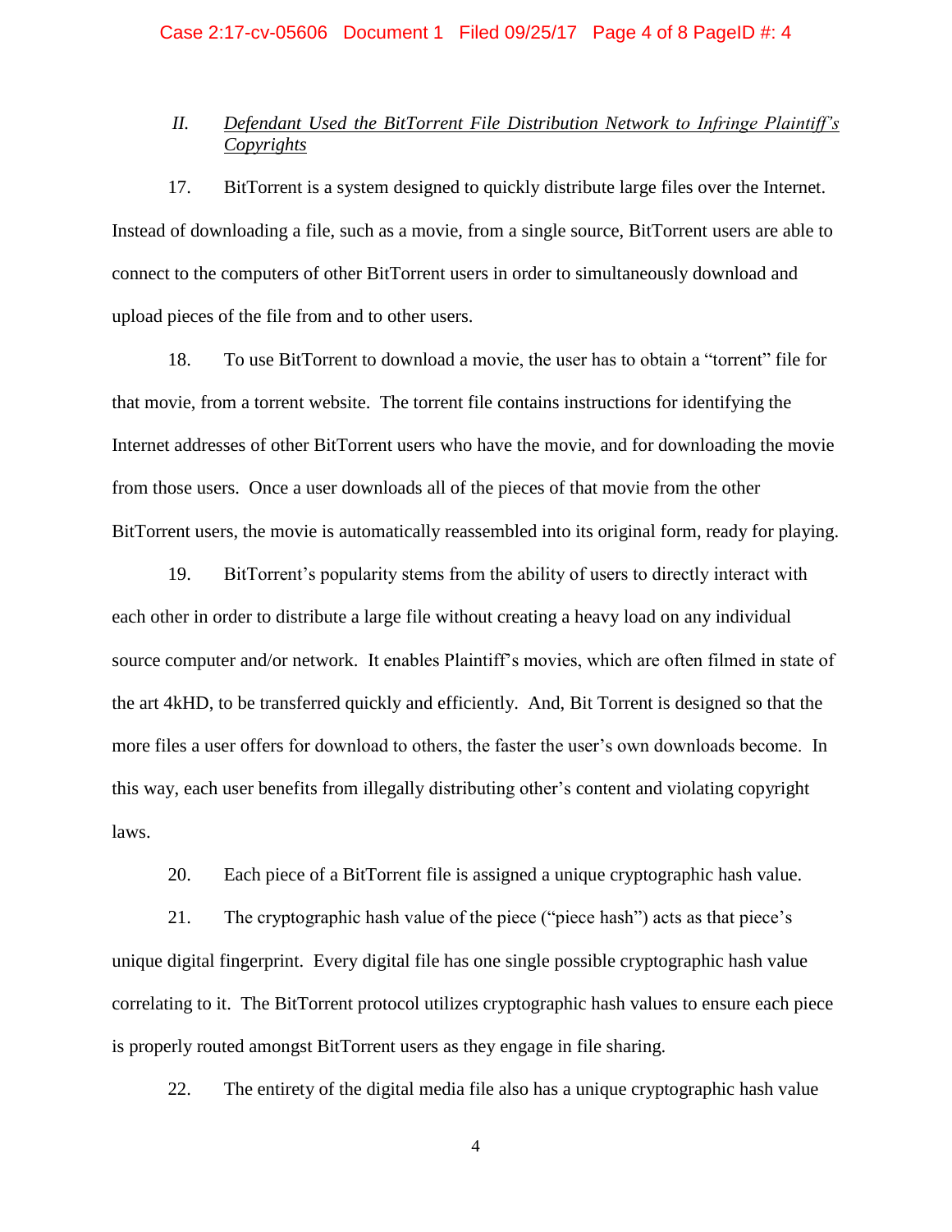## II. *Defendant Used the BitTorrent File Distribution Network to Infringe Plaintiff's Copyrights*

17. BitTorrent is a system designed to quickly distribute large files over the Internet. Instead of downloading a file, such as a movie, from a single source, BitTorrent users are able to connect to the computers of other BitTorrent users in order to simultaneously download and upload pieces of the file from and to other users.

18. To use BitTorrent to download a movie, the user has to obtain a "torrent" file for that movie, from a torrent website. The torrent file contains instructions for identifying the Internet addresses of other BitTorrent users who have the movie, and for downloading the movie from those users. Once a user downloads all of the pieces of that movie from the other BitTorrent users, the movie is automatically reassembled into its original form, ready for playing.

19. BitTorrent's popularity stems from the ability of users to directly interact with each other in order to distribute a large file without creating a heavy load on any individual source computer and/or network. It enables Plaintiff's movies, which are often filmed in state of the art 4kHD, to be transferred quickly and efficiently. And, Bit Torrent is designed so that the more files a user offers for download to others, the faster the user's own downloads become. In this way, each user benefits from illegally distributing other's content and violating copyright laws.

20. Each piece of a BitTorrent file is assigned a unique cryptographic hash value.

21. The cryptographic hash value of the piece ("piece hash") acts as that piece's unique digital fingerprint. Every digital file has one single possible cryptographic hash value correlating to it. The BitTorrent protocol utilizes cryptographic hash values to ensure each piece is properly routed amongst BitTorrent users as they engage in file sharing.

22. The entirety of the digital media file also has a unique cryptographic hash value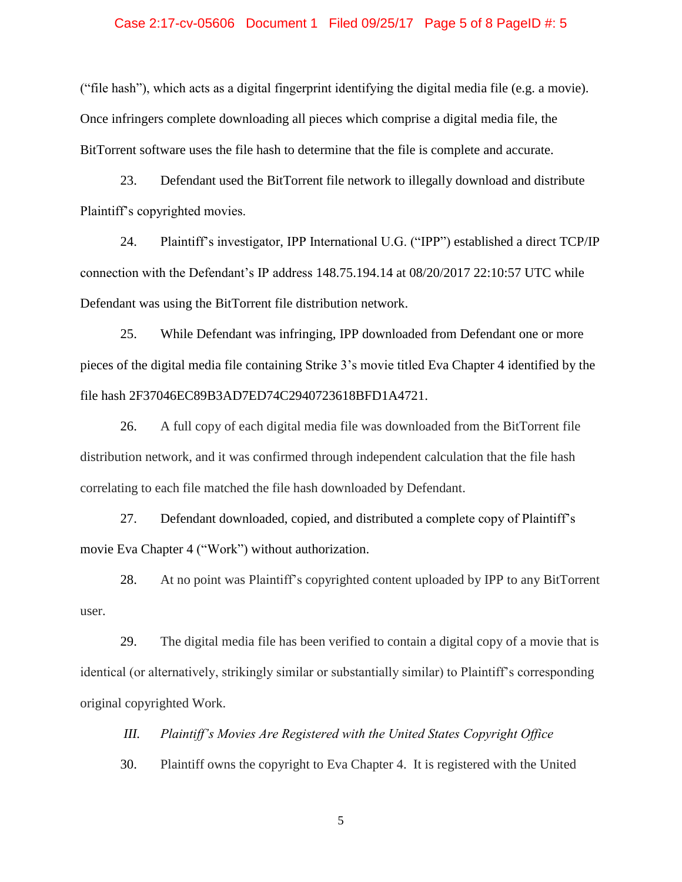("file hash"), which acts as a digital fingerprint identifying the digital media file (e.g. a movie). Once infringers complete downloading all pieces which comprise a digital media file, the BitTorrent software uses the file hash to determine that the file is complete and accurate.

23. Defendant used the BitTorrent file network to illegally download and distribute Plaintiff's copyrighted movies.

24. Plaintiff's investigator, IPP International U.G. ("IPP") established a direct TCP/IP connection with the Defendant's IP address 148.75.194.14 at 08/20/2017 22:10:57 UTC while Defendant was using the BitTorrent file distribution network.

25. While Defendant was infringing, IPP downloaded from Defendant one or more pieces of the digital media file containing Strike 3's movie titled Eva Chapter 4 identified by the file hash 2F37046EC89B3AD7ED74C2940723618BFD1A4721.

26. A full copy of each digital media file was downloaded from the BitTorrent file distribution network, and it was confirmed through independent calculation that the file hash correlating to each file matched the file hash downloaded by Defendant.

27. Defendant downloaded, copied, and distributed a complete copy of Plaintiff's movie Eva Chapter 4 ("Work") without authorization.

28. At no point was Plaintiff's copyrighted content uploaded by IPP to any BitTorrent user.

29. The digital media file has been verified to contain a digital copy of a movie that is identical (or alternatively, strikingly similar or substantially similar) to Plaintiff's corresponding original copyrighted Work.

### *III. Plaintiff's Movies Are Registered with the United States Copyright Office*

30. Plaintiff owns the copyright to Eva Chapter 4. It is registered with the United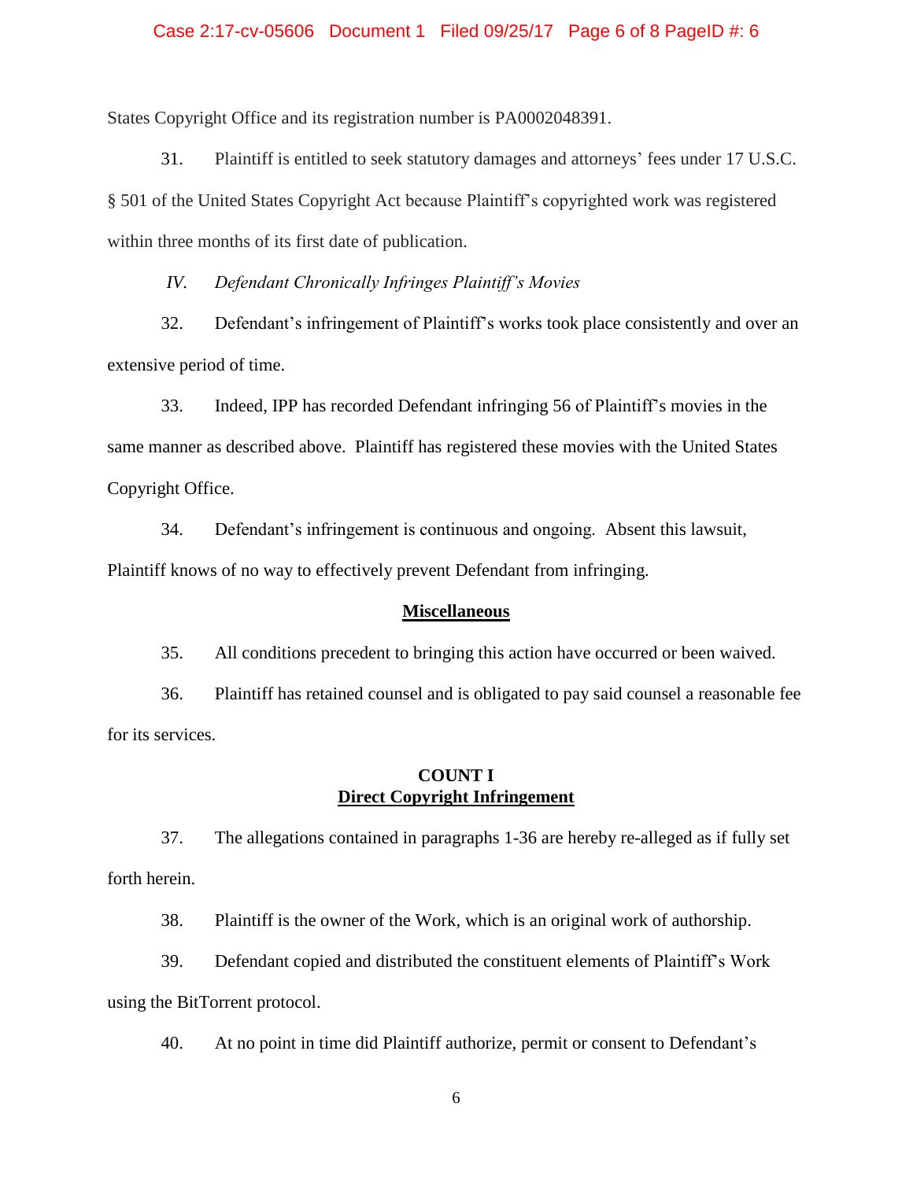States Copyright Office and its registration number is PA0002048391.

31. Plaintiff is entitled to seek statutory damages and attorneys' fees under 17 U.S.C. § 501 of the United States Copyright Act because Plaintiff's copyrighted work was registered within three months of its first date of publication.

*IV. Defendant Chronically Infringes Plaintiff's Movies*

32. Defendant's infringement of Plaintiff's works took place consistently and over an extensive period of time.

33. Indeed, IPP has recorded Defendant infringing 56 of Plaintiff's movies in the same manner as described above. Plaintiff has registered these movies with the United States Copyright Office.

34. Defendant's infringement is continuous and ongoing. Absent this lawsuit, Plaintiff knows of no way to effectively prevent Defendant from infringing.

**Miscellaneous**

35. All conditions precedent to bringing this action have occurred or been waived.

36. Plaintiff has retained counsel and is obligated to pay said counsel a reasonable fee for its services.

**COUNT I**
**Direct Copyright Infringement**

37. The allegations contained in paragraphs 1-36 are hereby re-alleged as if fully set forth herein.

38. Plaintiff is the owner of the Work, which is an original work of authorship.

39. Defendant copied and distributed the constituent elements of Plaintiff's Work using the BitTorrent protocol.

40. At no point in time did Plaintiff authorize, permit or consent to Defendant's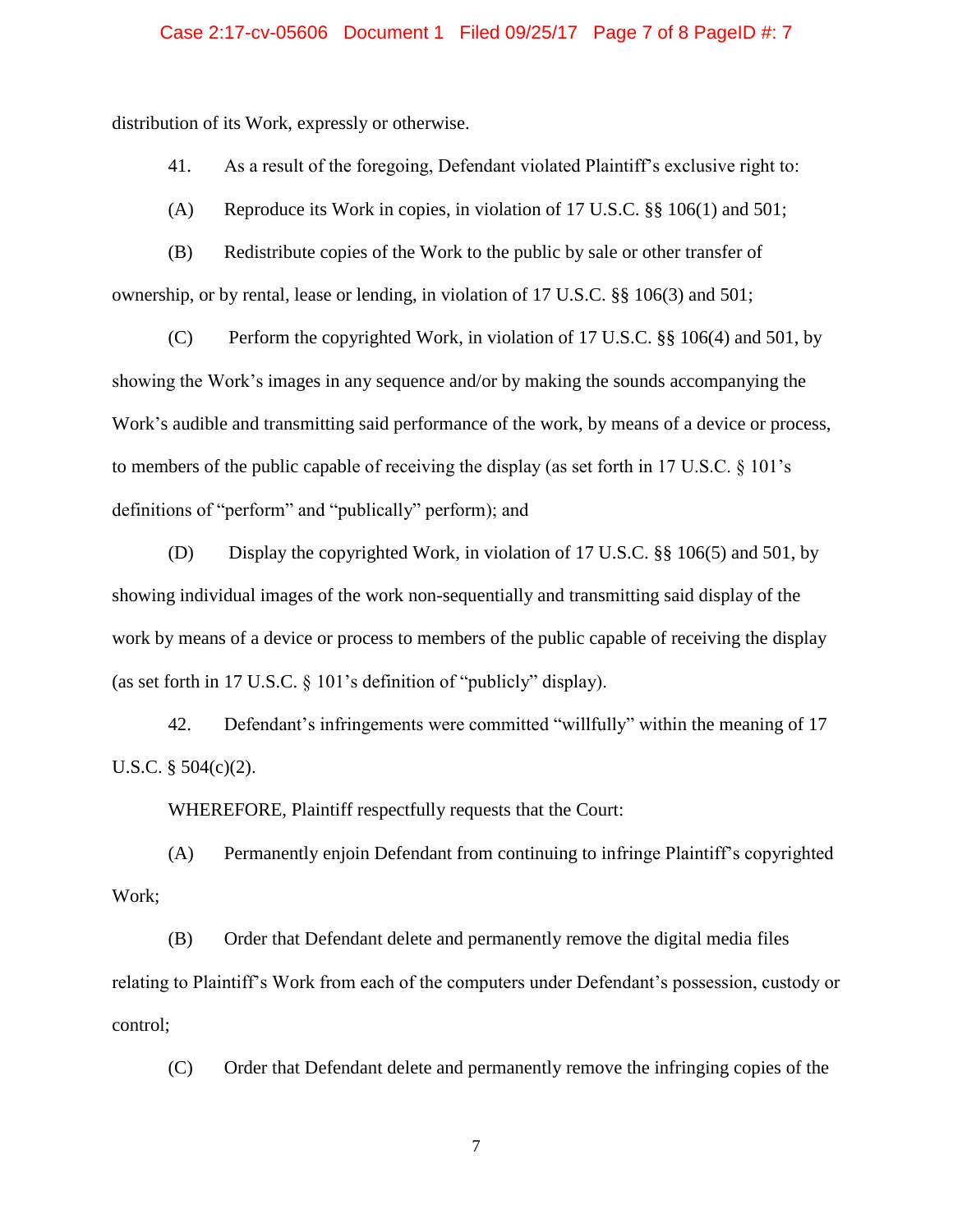distribution of its Work, expressly or otherwise.

41. As a result of the foregoing, Defendant violated Plaintiff's exclusive right to:

(A) Reproduce its Work in copies, in violation of 17 U.S.C. §§ 106(1) and 501;

(B) Redistribute copies of the Work to the public by sale or other transfer of ownership, or by rental, lease or lending, in violation of 17 U.S.C. §§ 106(3) and 501;

(C) Perform the copyrighted Work, in violation of 17 U.S.C. §§ 106(4) and 501, by showing the Work's images in any sequence and/or by making the sounds accompanying the Work's audible and transmitting said performance of the work, by means of a device or process, to members of the public capable of receiving the display (as set forth in 17 U.S.C. § 101's definitions of "perform" and "publically" perform); and

(D) Display the copyrighted Work, in violation of 17 U.S.C. §§ 106(5) and 501, by showing individual images of the work non-sequentially and transmitting said display of the work by means of a device or process to members of the public capable of receiving the display (as set forth in 17 U.S.C. § 101's definition of "publicly" display).

42. Defendant's infringements were committed "willfully" within the meaning of 17 U.S.C. § 504(c)(2).

WHEREFORE, Plaintiff respectfully requests that the Court:

(A) Permanently enjoin Defendant from continuing to infringe Plaintiff's copyrighted Work;

(B) Order that Defendant delete and permanently remove the digital media files relating to Plaintiff's Work from each of the computers under Defendant's possession, custody or control;

(C) Order that Defendant delete and permanently remove the infringing copies of the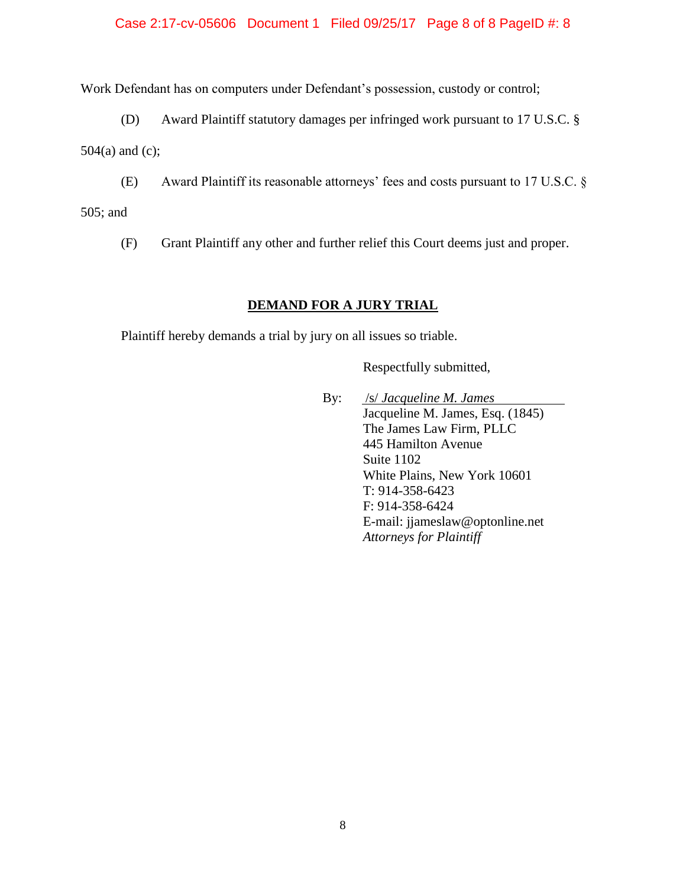Work Defendant has on computers under Defendant's possession, custody or control;

(D) Award Plaintiff statutory damages per infringed work pursuant to 17 U.S.C. § 504(a) and (c);

(E) Award Plaintiff its reasonable attorneys' fees and costs pursuant to 17 U.S.C. § 505; and

(F) Grant Plaintiff any other and further relief this Court deems just and proper.

## DEMAND FOR A JURY TRIAL

Plaintiff hereby demands a trial by jury on all issues so triable.

Respectfully submitted,

By: /s/ *Jacqueline M. James*
Jacqueline M. James, Esq. (1845)
The James Law Firm, PLLC
445 Hamilton Avenue
Suite 1102
White Plains, New York 10601
T: 914-358-6423
F: 914-358-6424
E-mail: jjameslaw@optonline.net
*Attorneys for Plaintiff*